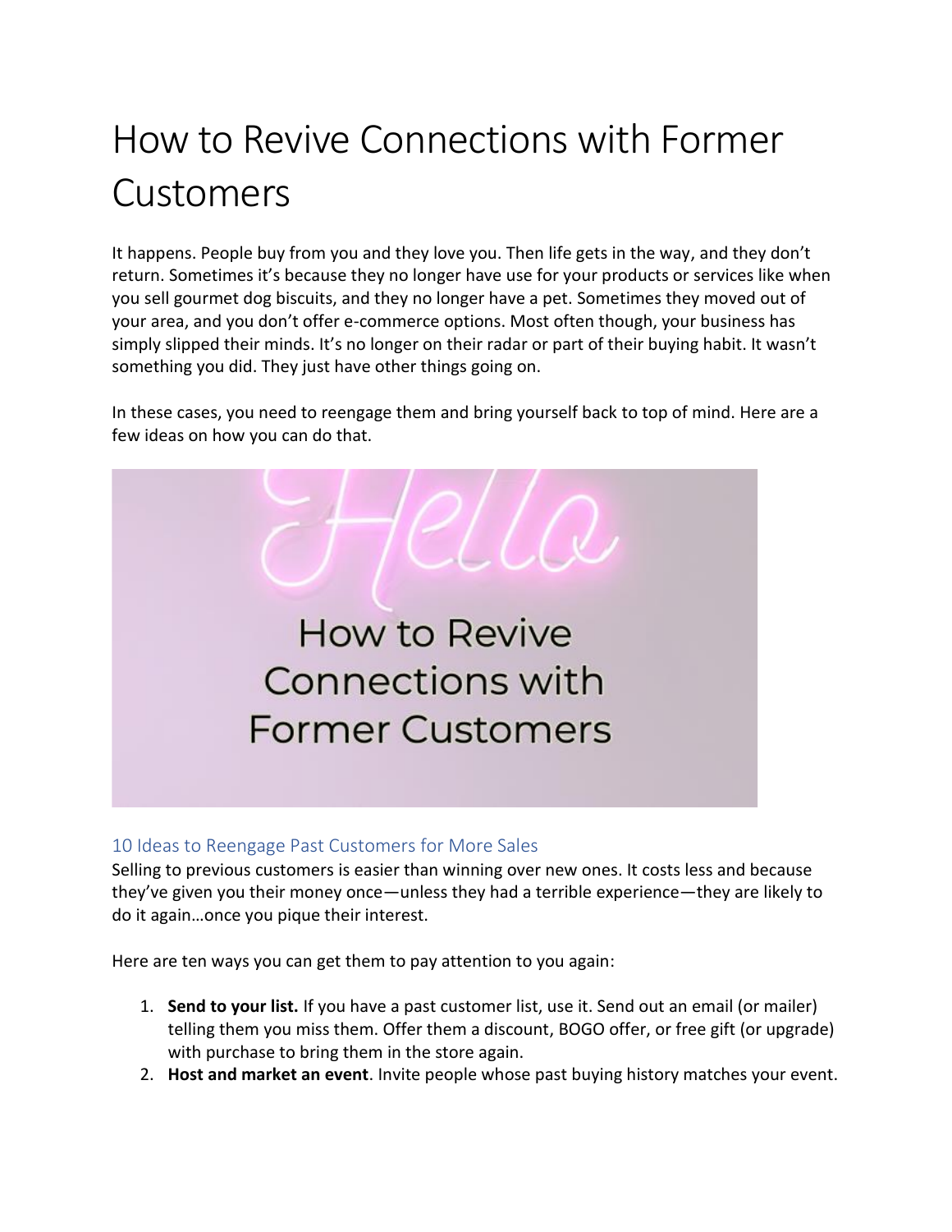# How to Revive Connections with Former Customers

It happens. People buy from you and they love you. Then life gets in the way, and they don't return. Sometimes it's because they no longer have use for your products or services like when you sell gourmet dog biscuits, and they no longer have a pet. Sometimes they moved out of your area, and you don't offer e-commerce options. Most often though, your business has simply slipped their minds. It's no longer on their radar or part of their buying habit. It wasn't something you did. They just have other things going on.

In these cases, you need to reengage them and bring yourself back to top of mind. Here are a few ideas on how you can do that.

## 10 Ideas to Reengage Past Customers for More Sales

Selling to previous customers is easier than winning over new ones. It costs less and because they've given you their money once—unless they had a terrible experience—they are likely to do it again…once you pique their interest.

Here are ten ways you can get them to pay attention to you again:

1. **Send to your list.** If you have a past customer list, use it. Send out an email (or mailer) telling them you miss them. Offer them a discount, BOGO offer, or free gift (or upgrade) with purchase to bring them in the store again.
2. **Host and market an event**. Invite people whose past buying history matches your event.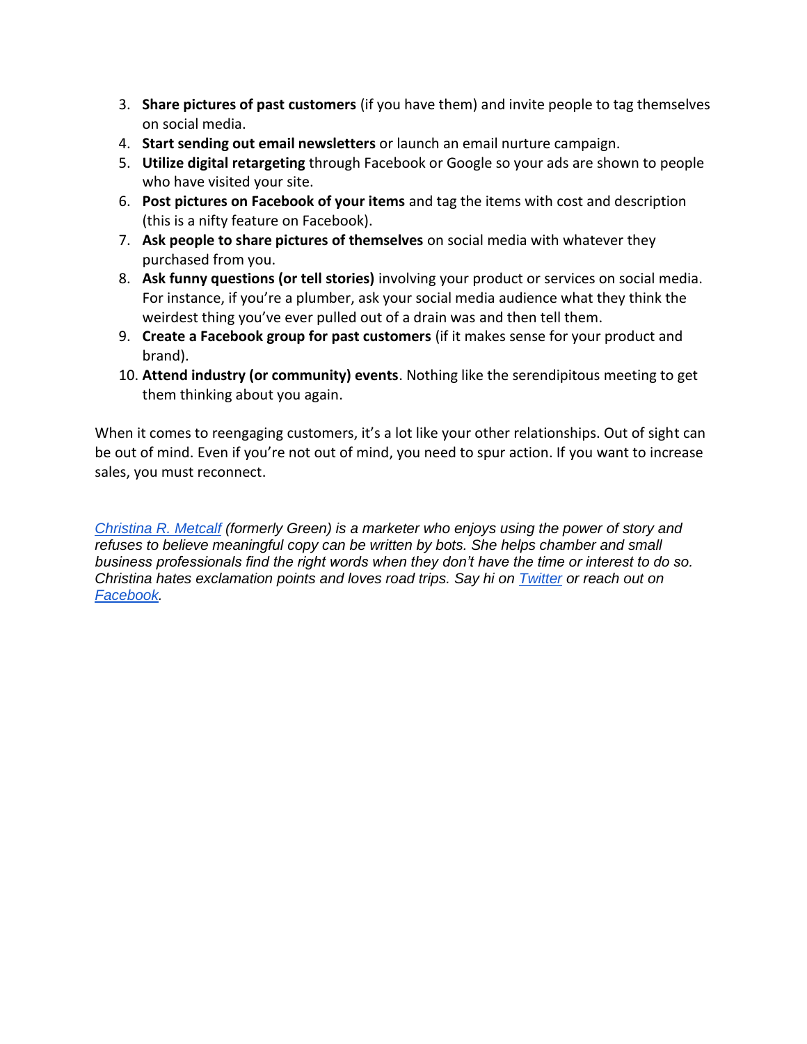3. **Share pictures of past customers** (if you have them) and invite people to tag themselves on social media.
4. **Start sending out email newsletters** or launch an email nurture campaign.
5. **Utilize digital retargeting** through Facebook or Google so your ads are shown to people who have visited your site.
6. **Post pictures on Facebook of your items** and tag the items with cost and description (this is a nifty feature on Facebook).
7. **Ask people to share pictures of themselves** on social media with whatever they purchased from you.
8. **Ask funny questions (or tell stories)** involving your product or services on social media. For instance, if you're a plumber, ask your social media audience what they think the weirdest thing you've ever pulled out of a drain was and then tell them.
9. **Create a Facebook group for past customers** (if it makes sense for your product and brand).
10. **Attend industry (or community) events**. Nothing like the serendipitous meeting to get them thinking about you again.

When it comes to reengaging customers, it's a lot like your other relationships. Out of sight can be out of mind. Even if you're not out of mind, you need to spur action. If you want to increase sales, you must reconnect.

*Christina R. Metcalf (formerly Green) is a marketer who enjoys using the power of story and refuses to believe meaningful copy can be written by bots. She helps chamber and small business professionals find the right words when they don't have the time or interest to do so. Christina hates exclamation points and loves road trips. Say hi on Twitter or reach out on Facebook.*